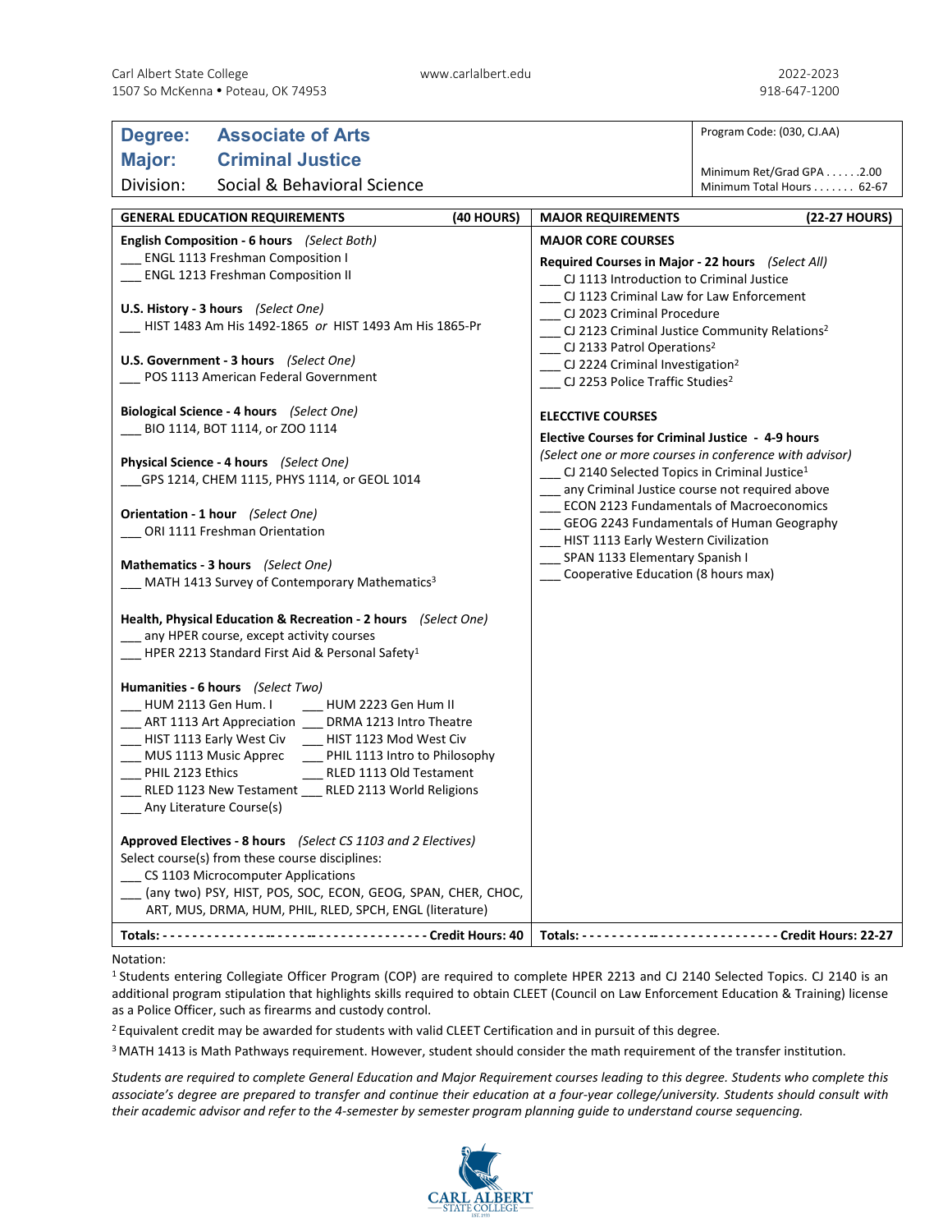Carl Albert State College
1507 So McKenna • Poteau, OK 74953

www.carlalbert.edu

2022-2023
918-647-1200

**Degree:** Associate of Arts
**Major:** Criminal Justice
**Division:** Social & Behavioral Science

Program Code: (030, CJ.AA)

Minimum Ret/Grad GPA . . . . . .2.00
Minimum Total Hours . . . . . . . 62-67

## GENERAL EDUCATION REQUIREMENTS (40 HOURS)

**English Composition - 6 hours** *(Select Both)*
___ ENGL 1113 Freshman Composition I
___ ENGL 1213 Freshman Composition II

**U.S. History - 3 hours** *(Select One)*
___ HIST 1483 Am His 1492-1865 *or* HIST 1493 Am His 1865-Pr

**U.S. Government - 3 hours** *(Select One)*
___ POS 1113 American Federal Government

**Biological Science - 4 hours** *(Select One)*
___ BIO 1114, BOT 1114, or ZOO 1114

**Physical Science - 4 hours** *(Select One)*
___GPS 1214, CHEM 1115, PHYS 1114, or GEOL 1014

**Orientation - 1 hour** *(Select One)*
___ ORI 1111 Freshman Orientation

**Mathematics - 3 hours** *(Select One)*
___ MATH 1413 Survey of Contemporary Mathematics[3]

**Health, Physical Education & Recreation - 2 hours** *(Select One)*
___ any HPER course, except activity courses
___ HPER 2213 Standard First Aid & Personal Safety[1]

**Humanities - 6 hours** *(Select Two)*
___ HUM 2113 Gen Hum. I ___ HUM 2223 Gen Hum II
___ ART 1113 Art Appreciation ___ DRMA 1213 Intro Theatre
___ HIST 1113 Early West Civ ___ HIST 1123 Mod West Civ
___ MUS 1113 Music Apprec ___ PHIL 1113 Intro to Philosophy
___ PHIL 2123 Ethics ___ RLED 1113 Old Testament
___ RLED 1123 New Testament ___ RLED 2113 World Religions
___ Any Literature Course(s)

**Approved Electives - 8 hours** *(Select CS 1103 and 2 Electives)*
Select course(s) from these course disciplines:
___ CS 1103 Microcomputer Applications
___ (any two) PSY, HIST, POS, SOC, ECON, GEOG, SPAN, CHER, CHOC, ART, MUS, DRMA, HUM, PHIL, RLED, SPCH, ENGL (literature)

**Totals: - - - - - - - - - - - - - - - - - - - - - - - - - - - - - - - - - - - - - - - Credit Hours: 40**

## MAJOR REQUIREMENTS (22-27 HOURS)

### MAJOR CORE COURSES

**Required Courses in Major - 22 hours** *(Select All)*
___ CJ 1113 Introduction to Criminal Justice
___ CJ 1123 Criminal Law for Law Enforcement
___ CJ 2023 Criminal Procedure
___ CJ 2123 Criminal Justice Community Relations[2]
___ CJ 2133 Patrol Operations[2]
___ CJ 2224 Criminal Investigation[2]
___ CJ 2253 Police Traffic Studies[2]

### ELECCTIVE COURSES

**Elective Courses for Criminal Justice - 4-9 hours**
*(Select one or more courses in conference with advisor)*
___ CJ 2140 Selected Topics in Criminal Justice[1]
___ any Criminal Justice course not required above
___ ECON 2123 Fundamentals of Macroeconomics
___ GEOG 2243 Fundamentals of Human Geography
___ HIST 1113 Early Western Civilization
___ SPAN 1133 Elementary Spanish I
___ Cooperative Education (8 hours max)

**Totals: - - - - - - - - - - - - - - - - - - - - - - - - - - - - - Credit Hours: 22-27**

Notation:

[1] Students entering Collegiate Officer Program (COP) are required to complete HPER 2213 and CJ 2140 Selected Topics. CJ 2140 is an additional program stipulation that highlights skills required to obtain CLEET (Council on Law Enforcement Education & Training) license as a Police Officer, such as firearms and custody control.

[2] Equivalent credit may be awarded for students with valid CLEET Certification and in pursuit of this degree.

[3] MATH 1413 is Math Pathways requirement. However, student should consider the math requirement of the transfer institution.

*Students are required to complete General Education and Major Requirement courses leading to this degree. Students who complete this associate's degree are prepared to transfer and continue their education at a four-year college/university. Students should consult with their academic advisor and refer to the 4-semester by semester program planning guide to understand course sequencing.*

CARL ALBERT STATE COLLEGE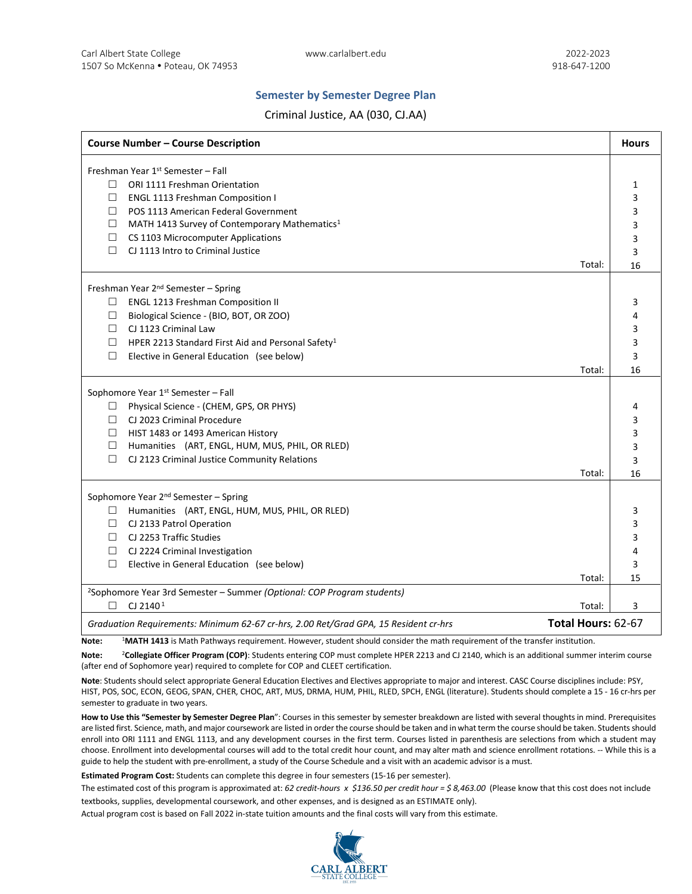Carl Albert State College
1507 So McKenna • Poteau, OK 74953

www.carlalbert.edu

2022-2023
918-647-1200

## Semester by Semester Degree Plan

Criminal Justice, AA (030, CJ.AA)

| Course Number – Course Description | Hours |
|---|---|
| **Freshman Year 1st Semester – Fall** | |
| ☐ ORI 1111 Freshman Orientation | 1 |
| ☐ ENGL 1113 Freshman Composition I | 3 |
| ☐ POS 1113 American Federal Government | 3 |
| ☐ MATH 1413 Survey of Contemporary Mathematics[1] | 3 |
| ☐ CS 1103 Microcomputer Applications | 3 |
| ☐ CJ 1113 Intro to Criminal Justice | 3 |
| Total: | 16 |
| **Freshman Year 2nd Semester – Spring** | |
| ☐ ENGL 1213 Freshman Composition II | 3 |
| ☐ Biological Science - (BIO, BOT, OR ZOO) | 4 |
| ☐ CJ 1123 Criminal Law | 3 |
| ☐ HPER 2213 Standard First Aid and Personal Safety[1] | 3 |
| ☐ Elective in General Education (see below) | 3 |
| Total: | 16 |
| **Sophomore Year 1st Semester – Fall** | |
| ☐ Physical Science - (CHEM, GPS, OR PHYS) | 4 |
| ☐ CJ 2023 Criminal Procedure | 3 |
| ☐ HIST 1483 or 1493 American History | 3 |
| ☐ Humanities (ART, ENGL, HUM, MUS, PHIL, OR RLED) | 3 |
| ☐ CJ 2123 Criminal Justice Community Relations | 3 |
| Total: | 16 |
| **Sophomore Year 2nd Semester – Spring** | |
| ☐ Humanities (ART, ENGL, HUM, MUS, PHIL, OR RLED) | 3 |
| ☐ CJ 2133 Patrol Operation | 3 |
| ☐ CJ 2253 Traffic Studies | 3 |
| ☐ CJ 2224 Criminal Investigation | 4 |
| ☐ Elective in General Education (see below) | 3 |
| Total: | 15 |
| [2]Sophomore Year 3rd Semester – Summer *(Optional: COP Program students)* | |
| ☐ CJ 2140[1] Total: | 3 |
| *Graduation Requirements: Minimum 62-67 cr-hrs, 2.00 Ret/Grad GPA, 15 Resident cr-hrs* | **Total Hours:** 62-67 |

**Note:** [1]**MATH 1413** is Math Pathways requirement. However, student should consider the math requirement of the transfer institution.

**Note:** [2]**Collegiate Officer Program (COP)**: Students entering COP must complete HPER 2213 and CJ 2140, which is an additional summer interim course (after end of Sophomore year) required to complete for COP and CLEET certification.

**Note**: Students should select appropriate General Education Electives and Electives appropriate to major and interest. CASC Course disciplines include: PSY, HIST, POS, SOC, ECON, GEOG, SPAN, CHER, CHOC, ART, MUS, DRMA, HUM, PHIL, RLED, SPCH, ENGL (literature). Students should complete a 15 - 16 cr-hrs per semester to graduate in two years.

**How to Use this "Semester by Semester Degree Plan"**: Courses in this semester by semester breakdown are listed with several thoughts in mind. Prerequisites are listed first. Science, math, and major coursework are listed in order the course should be taken and in what term the course should be taken. Students should enroll into ORI 1111 and ENGL 1113, and any development courses in the first term. Courses listed in parenthesis are selections from which a student may choose. Enrollment into developmental courses will add to the total credit hour count, and may alter math and science enrollment rotations. -- While this is a guide to help the student with pre-enrollment, a study of the Course Schedule and a visit with an academic advisor is a must.

**Estimated Program Cost:** Students can complete this degree in four semesters (15-16 per semester).

The estimated cost of this program is approximated at: *62 credit-hours x $136.50 per credit hour = $ 8,463.00* (Please know that this cost does not include textbooks, supplies, developmental coursework, and other expenses, and is designed as an ESTIMATE only).

Actual program cost is based on Fall 2022 in-state tuition amounts and the final costs will vary from this estimate.

CARL ALBERT STATE COLLEGE
EST. 1933